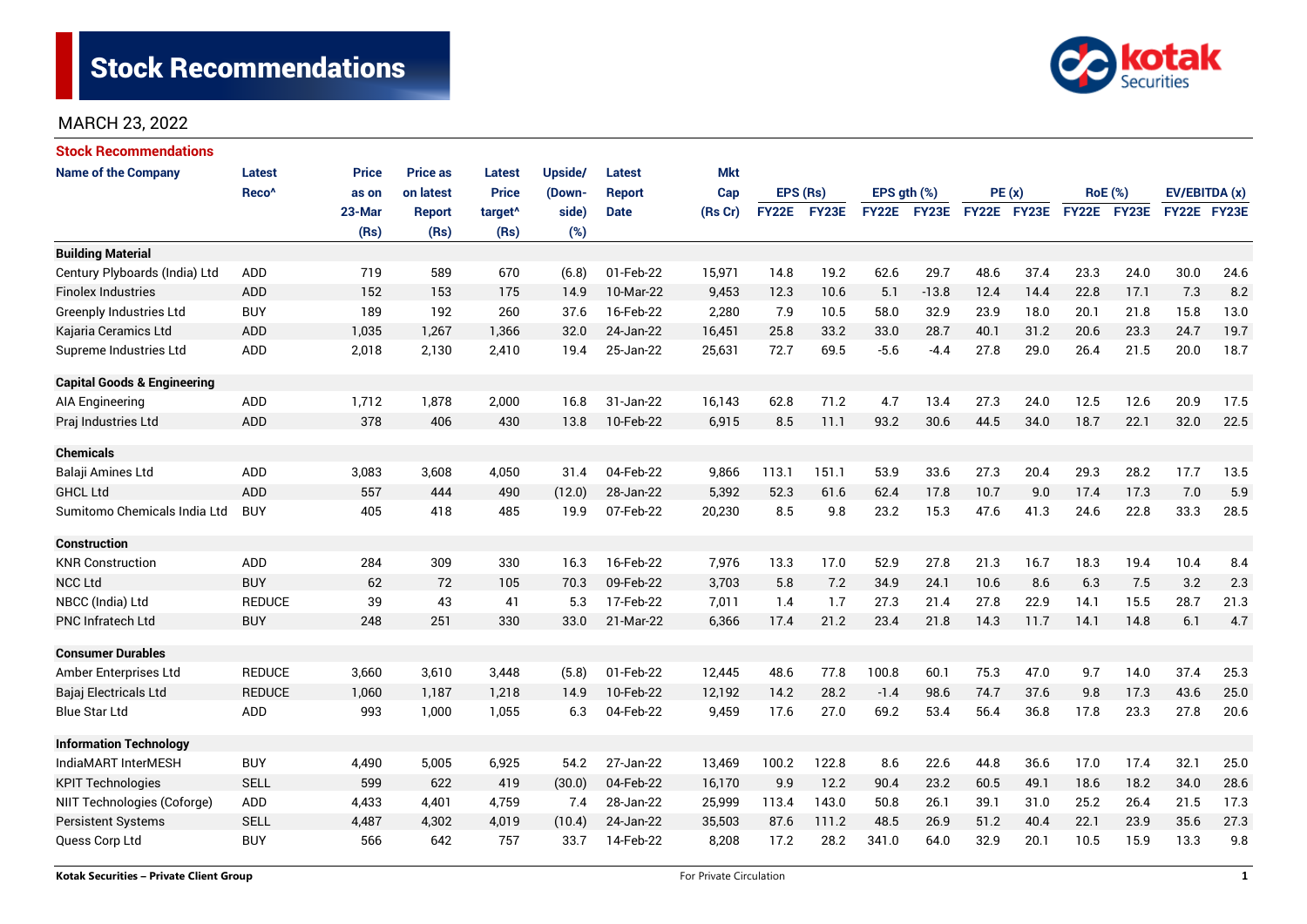# Stock Recommendations

MARCH 23, 2022

## Stock Recommendations

| Name of the Company | Latest Reco^ | Price as on 23-Mar (Rs) | Price as on latest Report (Rs) | Latest Price target^ (Rs) | Upside/ (Down-side) (%) | Latest Report Date | Mkt Cap (Rs Cr) | EPS (Rs) | | EPS gth (%) | | PE (x) | | RoE (%) | | EV/EBITDA (x) | |
|---|---|---|---|---|---|---|---|---|---|---|---|---|---|---|---|---|---|
| | | | | | | | | FY22E | FY23E | FY22E | FY23E | FY22E | FY23E | FY22E | FY23E | FY22E | FY23E |
| **Building Material** | | | | | | | | | | | | | | | | | |
| Century Plyboards (India) Ltd | ADD | 719 | 589 | 670 | (6.8) | 01-Feb-22 | 15,971 | 14.8 | 19.2 | 62.6 | 29.7 | 48.6 | 37.4 | 23.3 | 24.0 | 30.0 | 24.6 |
| Finolex Industries | ADD | 152 | 153 | 175 | 14.9 | 10-Mar-22 | 9,453 | 12.3 | 10.6 | 5.1 | -13.8 | 12.4 | 14.4 | 22.8 | 17.1 | 7.3 | 8.2 |
| Greenply Industries Ltd | BUY | 189 | 192 | 260 | 37.6 | 16-Feb-22 | 2,280 | 7.9 | 10.5 | 58.0 | 32.9 | 23.9 | 18.0 | 20.1 | 21.8 | 15.8 | 13.0 |
| Kajaria Ceramics Ltd | ADD | 1,035 | 1,267 | 1,366 | 32.0 | 24-Jan-22 | 16,451 | 25.8 | 33.2 | 33.0 | 28.7 | 40.1 | 31.2 | 20.6 | 23.3 | 24.7 | 19.7 |
| Supreme Industries Ltd | ADD | 2,018 | 2,130 | 2,410 | 19.4 | 25-Jan-22 | 25,631 | 72.7 | 69.5 | -5.6 | -4.4 | 27.8 | 29.0 | 26.4 | 21.5 | 20.0 | 18.7 |
| **Capital Goods & Engineering** | | | | | | | | | | | | | | | | | |
| AIA Engineering | ADD | 1,712 | 1,878 | 2,000 | 16.8 | 31-Jan-22 | 16,143 | 62.8 | 71.2 | 4.7 | 13.4 | 27.3 | 24.0 | 12.5 | 12.6 | 20.9 | 17.5 |
| Praj Industries Ltd | ADD | 378 | 406 | 430 | 13.8 | 10-Feb-22 | 6,915 | 8.5 | 11.1 | 93.2 | 30.6 | 44.5 | 34.0 | 18.7 | 22.1 | 32.0 | 22.5 |
| **Chemicals** | | | | | | | | | | | | | | | | | |
| Balaji Amines Ltd | ADD | 3,083 | 3,608 | 4,050 | 31.4 | 04-Feb-22 | 9,866 | 113.1 | 151.1 | 53.9 | 33.6 | 27.3 | 20.4 | 29.3 | 28.2 | 17.7 | 13.5 |
| GHCL Ltd | ADD | 557 | 444 | 490 | (12.0) | 28-Jan-22 | 5,392 | 52.3 | 61.6 | 62.4 | 17.8 | 10.7 | 9.0 | 17.4 | 17.3 | 7.0 | 5.9 |
| Sumitomo Chemicals India Ltd | BUY | 405 | 418 | 485 | 19.9 | 07-Feb-22 | 20,230 | 8.5 | 9.8 | 23.2 | 15.3 | 47.6 | 41.3 | 24.6 | 22.8 | 33.3 | 28.5 |
| **Construction** | | | | | | | | | | | | | | | | | |
| KNR Construction | ADD | 284 | 309 | 330 | 16.3 | 16-Feb-22 | 7,976 | 13.3 | 17.0 | 52.9 | 27.8 | 21.3 | 16.7 | 18.3 | 19.4 | 10.4 | 8.4 |
| NCC Ltd | BUY | 62 | 72 | 105 | 70.3 | 09-Feb-22 | 3,703 | 5.8 | 7.2 | 34.9 | 24.1 | 10.6 | 8.6 | 6.3 | 7.5 | 3.2 | 2.3 |
| NBCC (India) Ltd | REDUCE | 39 | 43 | 41 | 5.3 | 17-Feb-22 | 7,011 | 1.4 | 1.7 | 27.3 | 21.4 | 27.8 | 22.9 | 14.1 | 15.5 | 28.7 | 21.3 |
| PNC Infratech Ltd | BUY | 248 | 251 | 330 | 33.0 | 21-Mar-22 | 6,366 | 17.4 | 21.2 | 23.4 | 21.8 | 14.3 | 11.7 | 14.1 | 14.8 | 6.1 | 4.7 |
| **Consumer Durables** | | | | | | | | | | | | | | | | | |
| Amber Enterprises Ltd | REDUCE | 3,660 | 3,610 | 3,448 | (5.8) | 01-Feb-22 | 12,445 | 48.6 | 77.8 | 100.8 | 60.1 | 75.3 | 47.0 | 9.7 | 14.0 | 37.4 | 25.3 |
| Bajaj Electricals Ltd | REDUCE | 1,060 | 1,187 | 1,218 | 14.9 | 10-Feb-22 | 12,192 | 14.2 | 28.2 | -1.4 | 98.6 | 74.7 | 37.6 | 9.8 | 17.3 | 43.6 | 25.0 |
| Blue Star Ltd | ADD | 993 | 1,000 | 1,055 | 6.3 | 04-Feb-22 | 9,459 | 17.6 | 27.0 | 69.2 | 53.4 | 56.4 | 36.8 | 17.8 | 23.3 | 27.8 | 20.6 |
| **Information Technology** | | | | | | | | | | | | | | | | | |
| IndiaMART InterMESH | BUY | 4,490 | 5,005 | 6,925 | 54.2 | 27-Jan-22 | 13,469 | 100.2 | 122.8 | 8.6 | 22.6 | 44.8 | 36.6 | 17.0 | 17.4 | 32.1 | 25.0 |
| KPIT Technologies | SELL | 599 | 622 | 419 | (30.0) | 04-Feb-22 | 16,170 | 9.9 | 12.2 | 90.4 | 23.2 | 60.5 | 49.1 | 18.6 | 18.2 | 34.0 | 28.6 |
| NIIT Technologies (Coforge) | ADD | 4,433 | 4,401 | 4,759 | 7.4 | 28-Jan-22 | 25,999 | 113.4 | 143.0 | 50.8 | 26.1 | 39.1 | 31.0 | 25.2 | 26.4 | 21.5 | 17.3 |
| Persistent Systems | SELL | 4,487 | 4,302 | 4,019 | (10.4) | 24-Jan-22 | 35,503 | 87.6 | 111.2 | 48.5 | 26.9 | 51.2 | 40.4 | 22.1 | 23.9 | 35.6 | 27.3 |
| Quess Corp Ltd | BUY | 566 | 642 | 757 | 33.7 | 14-Feb-22 | 8,208 | 17.2 | 28.2 | 341.0 | 64.0 | 32.9 | 20.1 | 10.5 | 15.9 | 13.3 | 9.8 |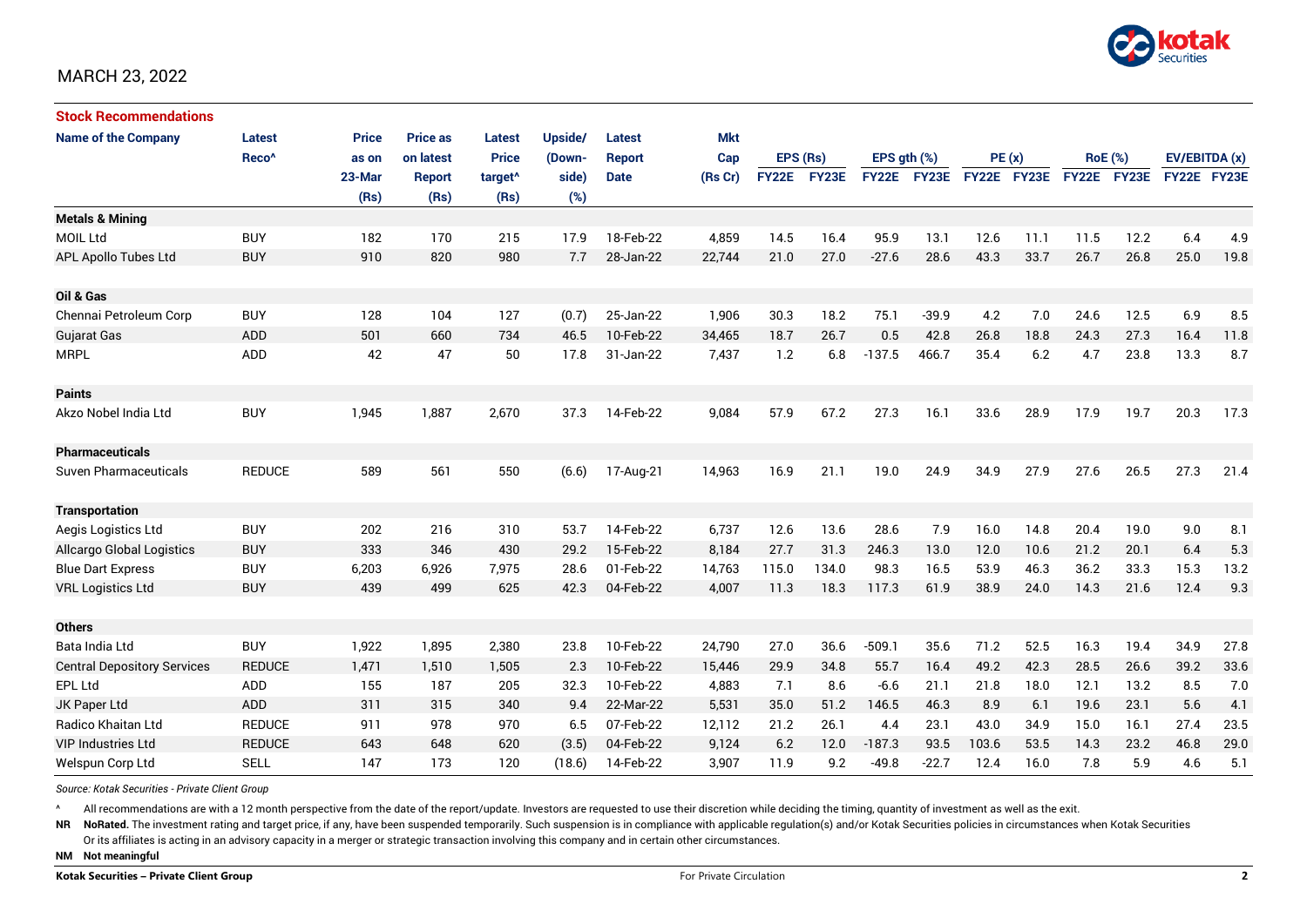MARCH 23, 2022

## Stock Recommendations

| Name of the Company | Latest Reco^ | Price as on 23-Mar (Rs) | Price as on latest Report (Rs) | Latest Price target^ (Rs) | Upside/ (Down-side) (%) | Latest Report Date | Mkt Cap (Rs Cr) | EPS (Rs) | | EPS gth (%) | | PE (x) | | RoE (%) | | EV/EBITDA (x) | |
|---|---|---|---|---|---|---|---|---|---|---|---|---|---|---|---|---|---|
| | | | | | | | | FY22E | FY23E | FY22E | FY23E | FY22E | FY23E | FY22E | FY23E | FY22E | FY23E |
| **Metals & Mining** | | | | | | | | | | | | | | | | | |
| MOIL Ltd | BUY | 182 | 170 | 215 | 17.9 | 18-Feb-22 | 4,859 | 14.5 | 16.4 | 95.9 | 13.1 | 12.6 | 11.1 | 11.5 | 12.2 | 6.4 | 4.9 |
| APL Apollo Tubes Ltd | BUY | 910 | 820 | 980 | 7.7 | 28-Jan-22 | 22,744 | 21.0 | 27.0 | -27.6 | 28.6 | 43.3 | 33.7 | 26.7 | 26.8 | 25.0 | 19.8 |
| **Oil & Gas** | | | | | | | | | | | | | | | | | |
| Chennai Petroleum Corp | BUY | 128 | 104 | 127 | (0.7) | 25-Jan-22 | 1,906 | 30.3 | 18.2 | 75.1 | -39.9 | 4.2 | 7.0 | 24.6 | 12.5 | 6.9 | 8.5 |
| Gujarat Gas | ADD | 501 | 660 | 734 | 46.5 | 10-Feb-22 | 34,465 | 18.7 | 26.7 | 0.5 | 42.8 | 26.8 | 18.8 | 24.3 | 27.3 | 16.4 | 11.8 |
| MRPL | ADD | 42 | 47 | 50 | 17.8 | 31-Jan-22 | 7,437 | 1.2 | 6.8 | -137.5 | 466.7 | 35.4 | 6.2 | 4.7 | 23.8 | 13.3 | 8.7 |
| **Paints** | | | | | | | | | | | | | | | | | |
| Akzo Nobel India Ltd | BUY | 1,945 | 1,887 | 2,670 | 37.3 | 14-Feb-22 | 9,084 | 57.9 | 67.2 | 27.3 | 16.1 | 33.6 | 28.9 | 17.9 | 19.7 | 20.3 | 17.3 |
| **Pharmaceuticals** | | | | | | | | | | | | | | | | | |
| Suven Pharmaceuticals | REDUCE | 589 | 561 | 550 | (6.6) | 17-Aug-21 | 14,963 | 16.9 | 21.1 | 19.0 | 24.9 | 34.9 | 27.9 | 27.6 | 26.5 | 27.3 | 21.4 |
| **Transportation** | | | | | | | | | | | | | | | | | |
| Aegis Logistics Ltd | BUY | 202 | 216 | 310 | 53.7 | 14-Feb-22 | 6,737 | 12.6 | 13.6 | 28.6 | 7.9 | 16.0 | 14.8 | 20.4 | 19.0 | 9.0 | 8.1 |
| Allcargo Global Logistics | BUY | 333 | 346 | 430 | 29.2 | 15-Feb-22 | 8,184 | 27.7 | 31.3 | 246.3 | 13.0 | 12.0 | 10.6 | 21.2 | 20.1 | 6.4 | 5.3 |
| Blue Dart Express | BUY | 6,203 | 6,926 | 7,975 | 28.6 | 01-Feb-22 | 14,763 | 115.0 | 134.0 | 98.3 | 16.5 | 53.9 | 46.3 | 36.2 | 33.3 | 15.3 | 13.2 |
| VRL Logistics Ltd | BUY | 439 | 499 | 625 | 42.3 | 04-Feb-22 | 4,007 | 11.3 | 18.3 | 117.3 | 61.9 | 38.9 | 24.0 | 14.3 | 21.6 | 12.4 | 9.3 |
| **Others** | | | | | | | | | | | | | | | | | |
| Bata India Ltd | BUY | 1,922 | 1,895 | 2,380 | 23.8 | 10-Feb-22 | 24,790 | 27.0 | 36.6 | -509.1 | 35.6 | 71.2 | 52.5 | 16.3 | 19.4 | 34.9 | 27.8 |
| Central Depository Services | REDUCE | 1,471 | 1,510 | 1,505 | 2.3 | 10-Feb-22 | 15,446 | 29.9 | 34.8 | 55.7 | 16.4 | 49.2 | 42.3 | 28.5 | 26.6 | 39.2 | 33.6 |
| EPL Ltd | ADD | 155 | 187 | 205 | 32.3 | 10-Feb-22 | 4,883 | 7.1 | 8.6 | -6.6 | 21.1 | 21.8 | 18.0 | 12.1 | 13.2 | 8.5 | 7.0 |
| JK Paper Ltd | ADD | 311 | 315 | 340 | 9.4 | 22-Mar-22 | 5,531 | 35.0 | 51.2 | 146.5 | 46.3 | 8.9 | 6.1 | 19.6 | 23.1 | 5.6 | 4.1 |
| Radico Khaitan Ltd | REDUCE | 911 | 978 | 970 | 6.5 | 07-Feb-22 | 12,112 | 21.2 | 26.1 | 4.4 | 23.1 | 43.0 | 34.9 | 15.0 | 16.1 | 27.4 | 23.5 |
| VIP Industries Ltd | REDUCE | 643 | 648 | 620 | (3.5) | 04-Feb-22 | 9,124 | 6.2 | 12.0 | -187.3 | 93.5 | 103.6 | 53.5 | 14.3 | 23.2 | 46.8 | 29.0 |
| Welspun Corp Ltd | SELL | 147 | 173 | 120 | (18.6) | 14-Feb-22 | 3,907 | 11.9 | 9.2 | -49.8 | -22.7 | 12.4 | 16.0 | 7.8 | 5.9 | 4.6 | 5.1 |

*Source: Kotak Securities - Private Client Group*

^ All recommendations are with a 12 month perspective from the date of the report/update. Investors are requested to use their discretion while deciding the timing, quantity of investment as well as the exit.

**NR** **NoRated.** The investment rating and target price, if any, have been suspended temporarily. Such suspension is in compliance with applicable regulation(s) and/or Kotak Securities policies in circumstances when Kotak Securities Or its affiliates is acting in an advisory capacity in a merger or strategic transaction involving this company and in certain other circumstances.

**NM** **Not meaningful**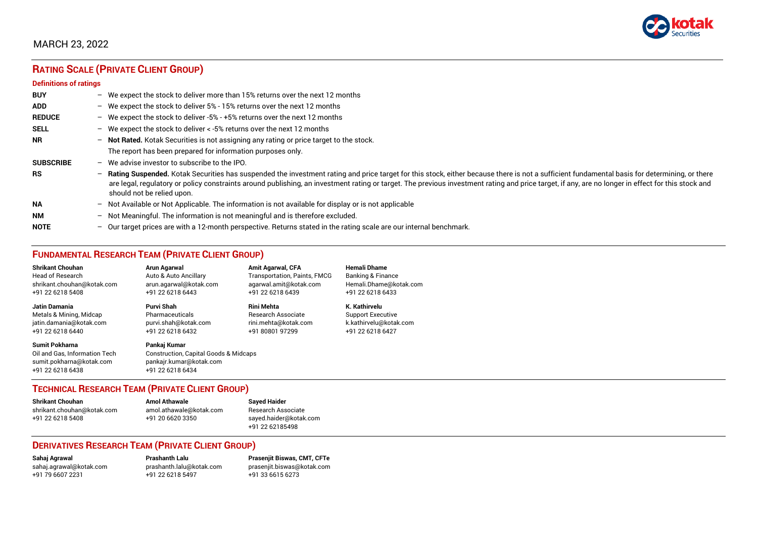MARCH 23, 2022

## RATING SCALE (PRIVATE CLIENT GROUP)

### Definitions of ratings

**BUY** – We expect the stock to deliver more than 15% returns over the next 12 months

**ADD** – We expect the stock to deliver 5% - 15% returns over the next 12 months

**REDUCE** – We expect the stock to deliver -5% - +5% returns over the next 12 months

**SELL** – We expect the stock to deliver < -5% returns over the next 12 months

**NR** – **Not Rated.** Kotak Securities is not assigning any rating or price target to the stock. The report has been prepared for information purposes only.

**SUBSCRIBE** – We advise investor to subscribe to the IPO.

**RS** – **Rating Suspended.** Kotak Securities has suspended the investment rating and price target for this stock, either because there is not a sufficient fundamental basis for determining, or there are legal, regulatory or policy constraints around publishing, an investment rating or target. The previous investment rating and price target, if any, are no longer in effect for this stock and should not be relied upon.

**NA** – Not Available or Not Applicable. The information is not available for display or is not applicable

**NM** – Not Meaningful. The information is not meaningful and is therefore excluded.

**NOTE** – Our target prices are with a 12-month perspective. Returns stated in the rating scale are our internal benchmark.

## FUNDAMENTAL RESEARCH TEAM (PRIVATE CLIENT GROUP)

**Shrikant Chouhan**
Head of Research
shrikant.chouhan@kotak.com
+91 22 6218 5408

**Arun Agarwal**
Auto & Auto Ancillary
arun.agarwal@kotak.com
+91 22 6218 6443

**Amit Agarwal, CFA**
Transportation, Paints, FMCG
agarwal.amit@kotak.com
+91 22 6218 6439

**Hemali Dhame**
Banking & Finance
Hemali.Dhame@kotak.com
+91 22 6218 6433

**Jatin Damania**
Metals & Mining, Midcap
jatin.damania@kotak.com
+91 22 6218 6440

**Purvi Shah**
Pharmaceuticals
purvi.shah@kotak.com
+91 22 6218 6432

**Rini Mehta**
Research Associate
rini.mehta@kotak.com
+91 80801 97299

**K. Kathirvelu**
Support Executive
k.kathirvelu@kotak.com
+91 22 6218 6427

**Sumit Pokharna**
Oil and Gas, Information Tech
sumit.pokharna@kotak.com
+91 22 6218 6438

**Pankaj Kumar**
Construction, Capital Goods & Midcaps
pankajr.kumar@kotak.com
+91 22 6218 6434

## TECHNICAL RESEARCH TEAM (PRIVATE CLIENT GROUP)

**Shrikant Chouhan**
shrikant.chouhan@kotak.com
+91 22 6218 5408

**Amol Athawale**
amol.athawale@kotak.com
+91 20 6620 3350

**Sayed Haider**
Research Associate
sayed.haider@kotak.com
+91 22 62185498

## DERIVATIVES RESEARCH TEAM (PRIVATE CLIENT GROUP)

**Sahaj Agrawal**
sahaj.agrawal@kotak.com
+91 79 6607 2231

**Prashanth Lalu**
prashanth.lalu@kotak.com
+91 22 6218 5497

**Prasenjit Biswas, CMT, CFTe**
prasenjit.biswas@kotak.com
+91 33 6615 6273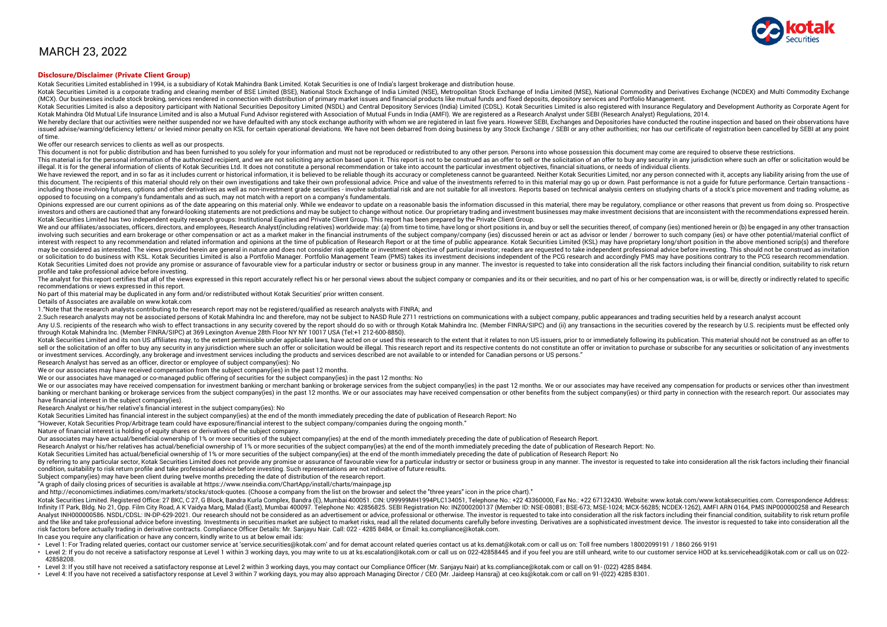# MARCH 23, 2022

### Disclosure/Disclaimer (Private Client Group)

Kotak Securities Limited established in 1994, is a subsidiary of Kotak Mahindra Bank Limited. Kotak Securities is one of India's largest brokerage and distribution house.

Kotak Securities Limited is a corporate trading and clearing member of BSE Limited (BSE), National Stock Exchange of India Limited (NSE), Metropolitan Stock Exchange of India Limited (MSE), National Commodity and Derivatives Exchange (NCDEX) and Multi Commodity Exchange (MCX). Our businesses include stock broking, services rendered in connection with distribution of primary market issues and financial products like mutual funds and fixed deposits, depository services and Portfolio Management.

Kotak Securities Limited is also a depository participant with National Securities Depository Limited (NSDL) and Central Depository Services (India) Limited (CDSL). Kotak Securities Limited is also registered with Insurance Regulatory and Development Authority as Corporate Agent for Kotak Mahindra Old Mutual Life Insurance Limited and is also a Mutual Fund Advisor registered with Association of Mutual Funds in India (AMFI). We are registered as a Research Analyst under SEBI (Research Analyst) Regulations, 2014.

We hereby declare that our activities were neither suspended nor we have defaulted with any stock exchange authority with whom we are registered in last five years. However SEBI, Exchanges and Depositories have conducted the routine inspection and based on their observations have issued advise/warning/deficiency letters/ or levied minor penalty on KSL for certain operational deviations. We have not been debarred from doing business by any Stock Exchange / SEBI or any other authorities; nor has our certificate of registration been cancelled by SEBI at any point of time.

We offer our research services to clients as well as our prospects.

This document is not for public distribution and has been furnished to you solely for your information and must not be reproduced or redistributed to any other person. Persons into whose possession this document may come are required to observe these restrictions.

This material is for the personal information of the authorized recipient, and we are not soliciting any action based upon it. This report is not to be construed as an offer to sell or the solicitation of an offer to buy any security in any jurisdiction where such an offer or solicitation would be illegal. It is for the general information of clients of Kotak Securities Ltd. It does not constitute a personal recommendation or take into account the particular investment objectives, financial situations, or needs of individual clients.

We have reviewed the report, and in so far as it includes current or historical information, it is believed to be reliable though its accuracy or completeness cannot be guaranteed. Neither Kotak Securities Limited, nor any person connected with it, accepts any liability arising from the use of this document. The recipients of this material should rely on their own investigations and take their own professional advice. Price and value of the investments referred to in this material may go up or down. Past performance is not a guide for future performance. Certain transactions - including those involving futures, options and other derivatives as well as non-investment grade securities - involve substantial risk and are not suitable for all investors. Reports based on technical analysis centers on studying charts of a stock's price movement and trading volume, as opposed to focusing on a company's fundamentals and as such, may not match with a report on a company's fundamentals.

Opinions expressed are our current opinions as of the date appearing on this material only. While we endeavor to update on a reasonable basis the information discussed in this material, there may be regulatory, compliance or other reasons that prevent us from doing so. Prospective investors and others are cautioned that any forward-looking statements are not predictions and may be subject to change without notice. Our proprietary trading and investment businesses may make investment decisions that are inconsistent with the recommendations expressed herein. Kotak Securities Limited has two independent equity research groups: Institutional Equities and Private Client Group. This report has been prepared by the Private Client Group.

We and our affiliates/associates, officers, directors, and employees, Research Analyst(including relatives) worldwide may: (a) from time to time, have long or short positions in, and buy or sell the securities thereof, of company (ies) mentioned herein or (b) be engaged in any other transaction involving such securities and earn brokerage or other compensation or act as a market maker in the financial instruments of the subject company/company (ies) discussed herein or act as advisor or lender / borrower to such company (ies) or have other potential/material conflict of interest with respect to any recommendation and related information and opinions at the time of publication of Research Report or at the time of public appearance. Kotak Securities Limited (KSL) may have proprietary long/short position in the above mentioned scrip(s) and therefore may be considered as interested. The views provided herein are general in nature and does not consider risk appetite or investment objective of particular investor; readers are requested to take independent professional advice before investing. This should not be construed as invitation or solicitation to do business with KSL. Kotak Securities Limited is also a Portfolio Manager. Portfolio Management Team (PMS) takes its investment decisions independent of the PCG research and accordingly PMS may have positions contrary to the PCG research recommendation. Kotak Securities Limited does not provide any promise or assurance of favourable view for a particular industry or sector or business group in any manner. The investor is requested to take into consideration all the risk factors including their financial condition, suitability to risk return profile and take professional advice before investing.

The analyst for this report certifies that all of the views expressed in this report accurately reflect his or her personal views about the subject company or companies and its or their securities, and no part of his or her compensation was, is or will be, directly or indirectly related to specific recommendations or views expressed in this report.

No part of this material may be duplicated in any form and/or redistributed without Kotak Securities' prior written consent.

Details of Associates are available on www.kotak.com

1."Note that the research analysts contributing to the research report may not be registered/qualified as research analysts with FINRA; and

2.Such research analysts may not be associated persons of Kotak Mahindra Inc and therefore, may not be subject to NASD Rule 2711 restrictions on communications with a subject company, public appearances and trading securities held by a research analyst account

Any U.S. recipients of the research who wish to effect transactions in any security covered by the report should do so with or through Kotak Mahindra Inc. (Member FINRA/SIPC) and (ii) any transactions in the securities covered by the research by U.S. recipients must be effected only through Kotak Mahindra Inc. (Member FINRA/SIPC) at 369 Lexington Avenue 28th Floor NY NY 10017 USA (Tel:+1 212-600-8850).

Kotak Securities Limited and its non US affiliates may, to the extent permissible under applicable laws, have acted on or used this research to the extent that it relates to non US issuers, prior to or immediately following its publication. This material should not be construed as an offer to sell or the solicitation of an offer to buy any security in any jurisdiction where such an offer or solicitation would be illegal. This research report and its respective contents do not constitute an offer or invitation to purchase or subscribe for any securities or solicitation of any investments or investment services. Accordingly, any brokerage and investment services including the products and services described are not available to or intended for Canadian persons or US persons."

Research Analyst has served as an officer, director or employee of subject company(ies): No

We or our associates may have received compensation from the subject company(ies) in the past 12 months.

We or our associates have managed or co-managed public offering of securities for the subject company(ies) in the past 12 months: No

We or our associates may have received compensation for investment banking or merchant banking or brokerage services from the subject company(ies) in the past 12 months. We or our associates may have received any compensation for products or services other than investment banking or merchant banking or brokerage services from the subject company(ies) in the past 12 months. We or our associates may have received compensation or other benefits from the subject company(ies) or third party in connection with the research report. Our associates may have financial interest in the subject company(ies).

Research Analyst or his/her relative's financial interest in the subject company(ies): No

Kotak Securities Limited has financial interest in the subject company(ies) at the end of the month immediately preceding the date of publication of Research Report: No

"However, Kotak Securities Prop/Arbitrage team could have exposure/financial interest to the subject company/companies during the ongoing month."

Nature of financial interest is holding of equity shares or derivatives of the subject company.

Our associates may have actual/beneficial ownership of 1% or more securities of the subject company(ies) at the end of the month immediately preceding the date of publication of Research Report.

Research Analyst or his/her relatives has actual/beneficial ownership of 1% or more securities of the subject company(ies) at the end of the month immediately preceding the date of publication of Research Report: No.

Kotak Securities Limited has actual/beneficial ownership of 1% or more securities of the subject company(ies) at the end of the month immediately preceding the date of publication of Research Report: No

By referring to any particular sector, Kotak Securities Limited does not provide any promise or assurance of favourable view for a particular industry or sector or business group in any manner. The investor is requested to take into consideration all the risk factors including their financial condition, suitability to risk return profile and take professional advice before investing. Such representations are not indicative of future results.

Subject company(ies) may have been client during twelve months preceding the date of distribution of the research report.

"A graph of daily closing prices of securities is available at https://www.nseindia.com/ChartApp/install/charts/mainpage.jsp

and http://economictimes.indiatimes.com/markets/stocks/stock-quotes. (Choose a company from the list on the browser and select the "three years" icon in the price chart)."

Kotak Securities Limited. Registered Office: 27 BKC, C 27, G Block, Bandra Kurla Complex, Bandra (E), Mumbai 400051. CIN: U99999MH1994PLC134051, Telephone No.: +22 43360000, Fax No.: +22 67132430. Website: www.kotak.com/www.kotaksecurities.com. Correspondence Address: Infinity IT Park, Bldg. No 21, Opp. Film City Road, A K Vaidya Marg, Malad (East), Mumbai 400097. Telephone No: 42856825. SEBI Registration No: INZ000200137 (Member ID: NSE-08081; BSE-673; MSE-1024; MCX-56285; NCDEX-1262), AMFI ARN 0164, PMS INP000000258 and Research Analyst INH000000586. NSDL/CDSL: IN-DP-629-2021. Our research should not be considered as an advertisement or advice, professional or otherwise. The investor is requested to take into consideration all the risk factors including their financial condition, suitability to risk return profile and the like and take professional advice before investing. Investments in securities market are subject to market risks, read all the related documents carefully before investing. Derivatives are a sophisticated investment device. The investor is requested to take into consideration all the risk factors before actually trading in derivative contracts. Compliance Officer Details: Mr. Sanjayu Nair. Call: 022 - 4285 8484, or Email: ks.compliance@kotak.com.

In case you require any clarification or have any concern, kindly write to us at below email ids:

- Level 1: For Trading related queries, contact our customer service at 'service.securities@kotak.com' and for demat account related queries contact us at ks.demat@kotak.com or call us on: Toll free numbers 18002099191 / 1860 266 9191
- Level 2: If you do not receive a satisfactory response at Level 1 within 3 working days, you may write to us at ks.escalation@kotak.com or call us on 022-42858445 and if you feel you are still unheard, write to our customer service HOD at ks.servicehead@kotak.com or call us on 022-42858208.
- Level 3: If you still have not received a satisfactory response at Level 2 within 3 working days, you may contact our Compliance Officer (Mr. Sanjayu Nair) at ks.compliance@kotak.com or call on 91- (022) 4285 8484.
- Level 4: If you have not received a satisfactory response at Level 3 within 7 working days, you may also approach Managing Director / CEO (Mr. Jaideep Hansraj) at ceo.ks@kotak.com or call on 91-(022) 4285 8301.